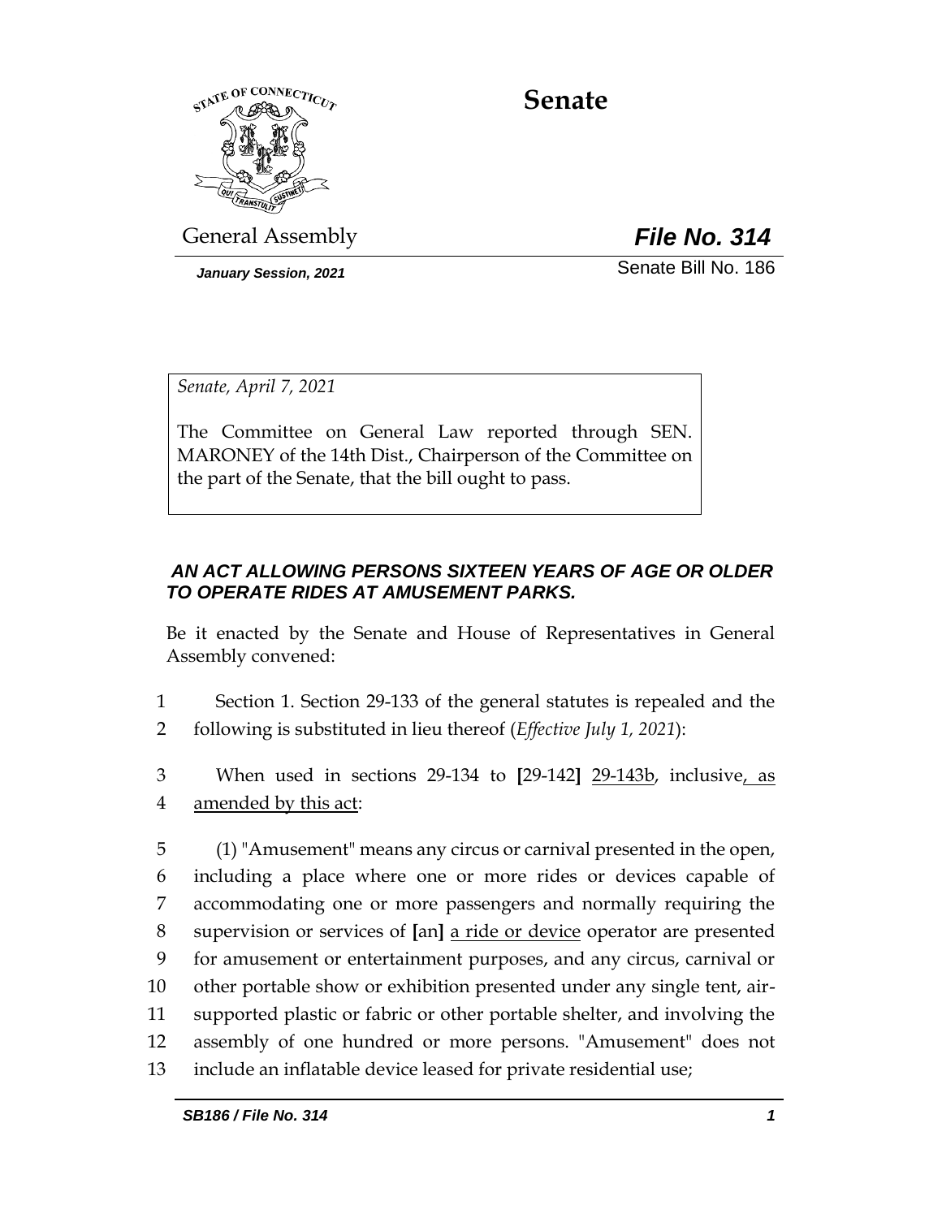# Senate

General Assembly

***File No. 314***

*January Session, 2021*

Senate Bill No. 186

*Senate, April 7, 2021*

The Committee on General Law reported through SEN. MARONEY of the 14th Dist., Chairperson of the Committee on the part of the Senate, that the bill ought to pass.

***AN ACT ALLOWING PERSONS SIXTEEN YEARS OF AGE OR OLDER TO OPERATE RIDES AT AMUSEMENT PARKS.***

Be it enacted by the Senate and House of Representatives in General Assembly convened:

1 Section 1. Section 29-133 of the general statutes is repealed and the
2 following is substituted in lieu thereof (*Effective July 1, 2021*):

3 When used in sections 29-134 to **[**29-142**]** <u>29-143b</u>, inclusive<u>, as</u>
4 <u>amended by this act</u>:

5 (1) "Amusement" means any circus or carnival presented in the open,
6 including a place where one or more rides or devices capable of
7 accommodating one or more passengers and normally requiring the
8 supervision or services of **[**an**]** <u>a ride or device</u> operator are presented
9 for amusement or entertainment purposes, and any circus, carnival or
10 other portable show or exhibition presented under any single tent, air-
11 supported plastic or fabric or other portable shelter, and involving the
12 assembly of one hundred or more persons. "Amusement" does not
13 include an inflatable device leased for private residential use;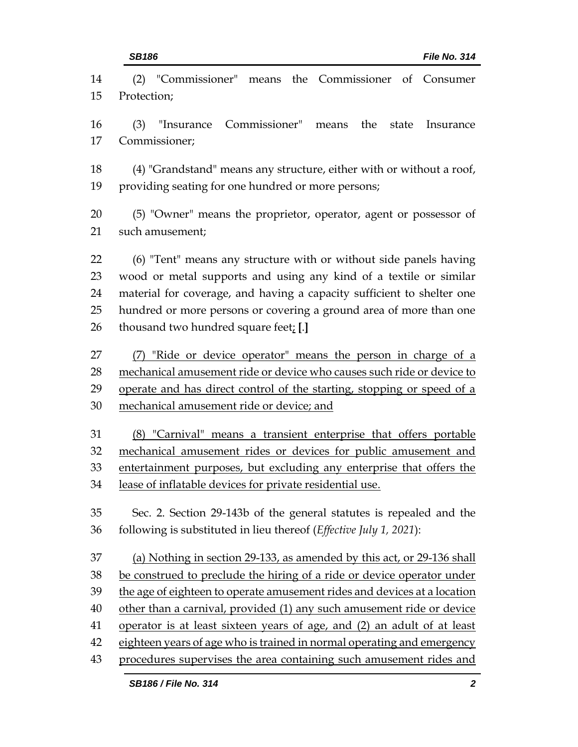(2) "Commissioner" means the Commissioner of Consumer Protection;

(3) "Insurance Commissioner" means the state Insurance Commissioner;

(4) "Grandstand" means any structure, either with or without a roof, providing seating for one hundred or more persons;

(5) "Owner" means the proprietor, operator, agent or possessor of such amusement;

(6) "Tent" means any structure with or without side panels having wood or metal supports and using any kind of a textile or similar material for coverage, and having a capacity sufficient to shelter one hundred or more persons or covering a ground area of more than one thousand two hundred square feet<u>;</u> **[**.**]**

<u>(7) "Ride or device operator" means the person in charge of a mechanical amusement ride or device who causes such ride or device to operate and has direct control of the starting, stopping or speed of a mechanical amusement ride or device; and</u>

<u>(8) "Carnival" means a transient enterprise that offers portable mechanical amusement rides or devices for public amusement and entertainment purposes, but excluding any enterprise that offers the lease of inflatable devices for private residential use.</u>

Sec. 2. Section 29-143b of the general statutes is repealed and the following is substituted in lieu thereof (*Effective July 1, 2021*):

<u>(a) Nothing in section 29-133, as amended by this act, or 29-136 shall be construed to preclude the hiring of a ride or device operator under the age of eighteen to operate amusement rides and devices at a location other than a carnival, provided (1) any such amusement ride or device operator is at least sixteen years of age, and (2) an adult of at least eighteen years of age who is trained in normal operating and emergency procedures supervises the area containing such amusement rides and</u>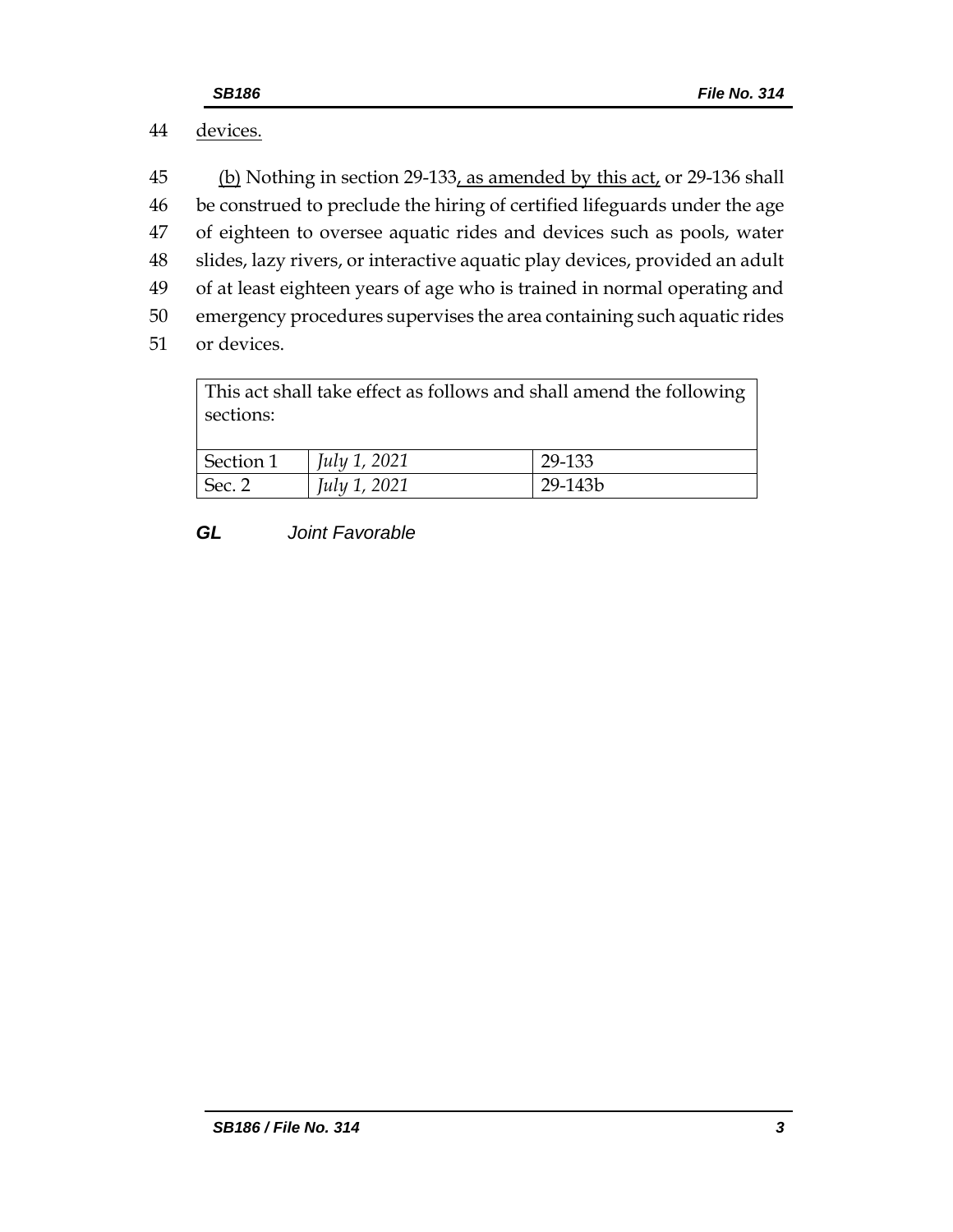44 <u>devices.</u>

45 <u>(b)</u> Nothing in section 29-133<u>, as amended by this act,</u> or 29-136 shall
46 be construed to preclude the hiring of certified lifeguards under the age
47 of eighteen to oversee aquatic rides and devices such as pools, water
48 slides, lazy rivers, or interactive aquatic play devices, provided an adult
49 of at least eighteen years of age who is trained in normal operating and
50 emergency procedures supervises the area containing such aquatic rides
51 or devices.

| This act shall take effect as follows and shall amend the following sections: | | |
|---|---|---|
| Section 1 | *July 1, 2021* | 29-133 |
| Sec. 2 | *July 1, 2021* | 29-143b |

***GL*** *Joint Favorable*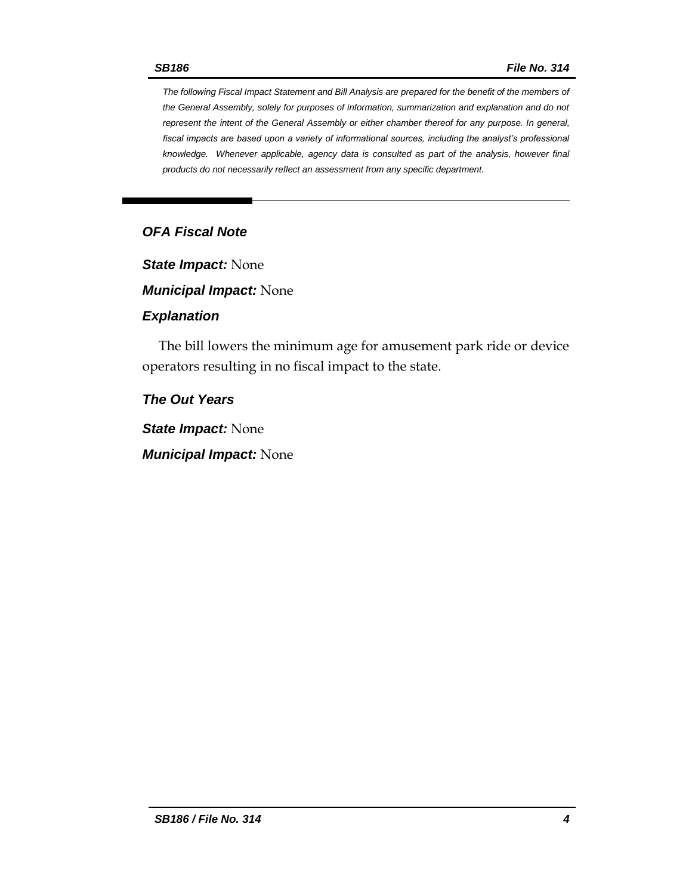*The following Fiscal Impact Statement and Bill Analysis are prepared for the benefit of the members of the General Assembly, solely for purposes of information, summarization and explanation and do not represent the intent of the General Assembly or either chamber thereof for any purpose. In general, fiscal impacts are based upon a variety of informational sources, including the analyst's professional knowledge. Whenever applicable, agency data is consulted as part of the analysis, however final products do not necessarily reflect an assessment from any specific department.*

## OFA Fiscal Note

***State Impact:*** None

***Municipal Impact:*** None

### Explanation

The bill lowers the minimum age for amusement park ride or device operators resulting in no fiscal impact to the state.

### The Out Years

***State Impact:*** None

***Municipal Impact:*** None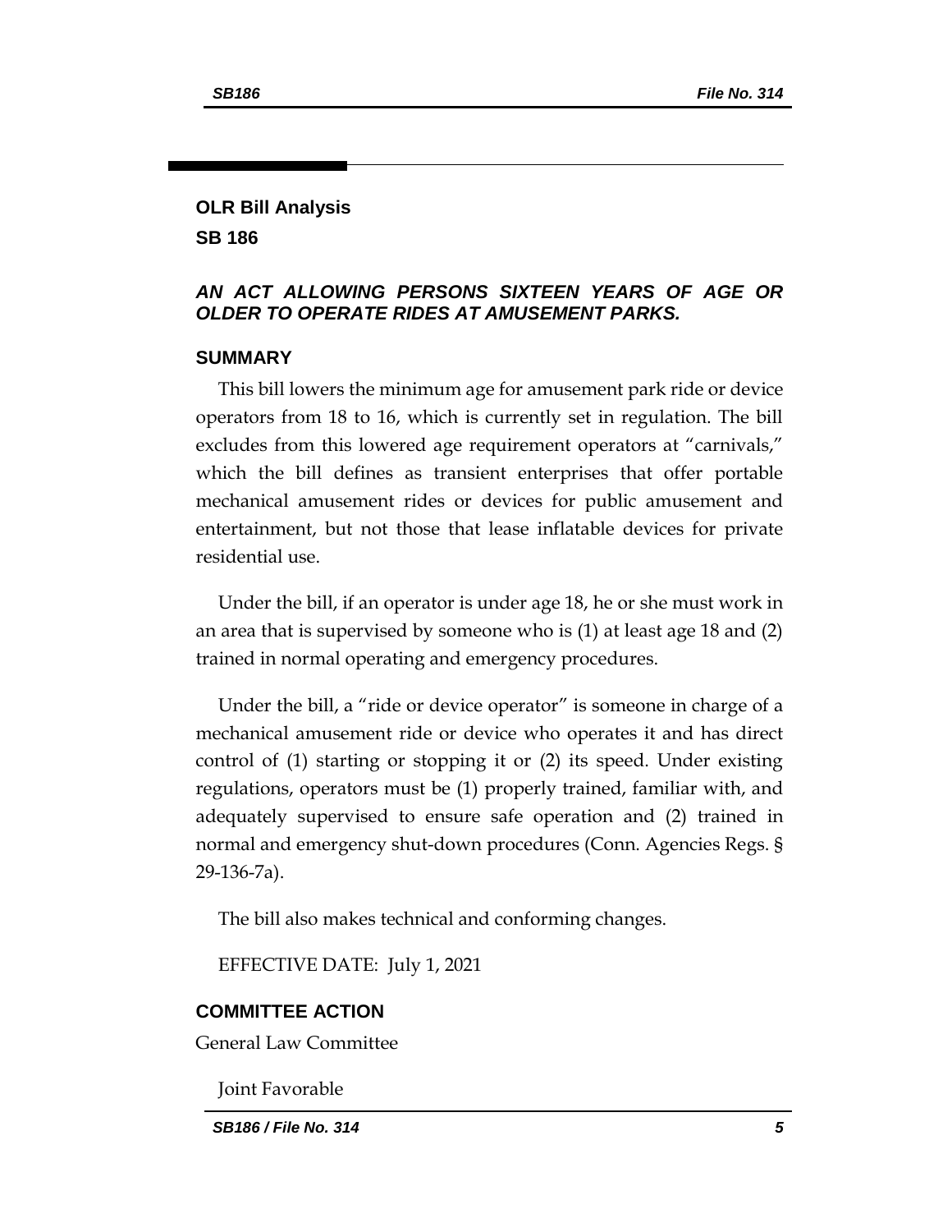## OLR Bill Analysis

## SB 186

### *AN ACT ALLOWING PERSONS SIXTEEN YEARS OF AGE OR OLDER TO OPERATE RIDES AT AMUSEMENT PARKS.*

### SUMMARY

This bill lowers the minimum age for amusement park ride or device operators from 18 to 16, which is currently set in regulation. The bill excludes from this lowered age requirement operators at "carnivals," which the bill defines as transient enterprises that offer portable mechanical amusement rides or devices for public amusement and entertainment, but not those that lease inflatable devices for private residential use.

Under the bill, if an operator is under age 18, he or she must work in an area that is supervised by someone who is (1) at least age 18 and (2) trained in normal operating and emergency procedures.

Under the bill, a "ride or device operator" is someone in charge of a mechanical amusement ride or device who operates it and has direct control of (1) starting or stopping it or (2) its speed. Under existing regulations, operators must be (1) properly trained, familiar with, and adequately supervised to ensure safe operation and (2) trained in normal and emergency shut-down procedures (Conn. Agencies Regs. § 29-136-7a).

The bill also makes technical and conforming changes.

EFFECTIVE DATE: July 1, 2021

### COMMITTEE ACTION

General Law Committee

Joint Favorable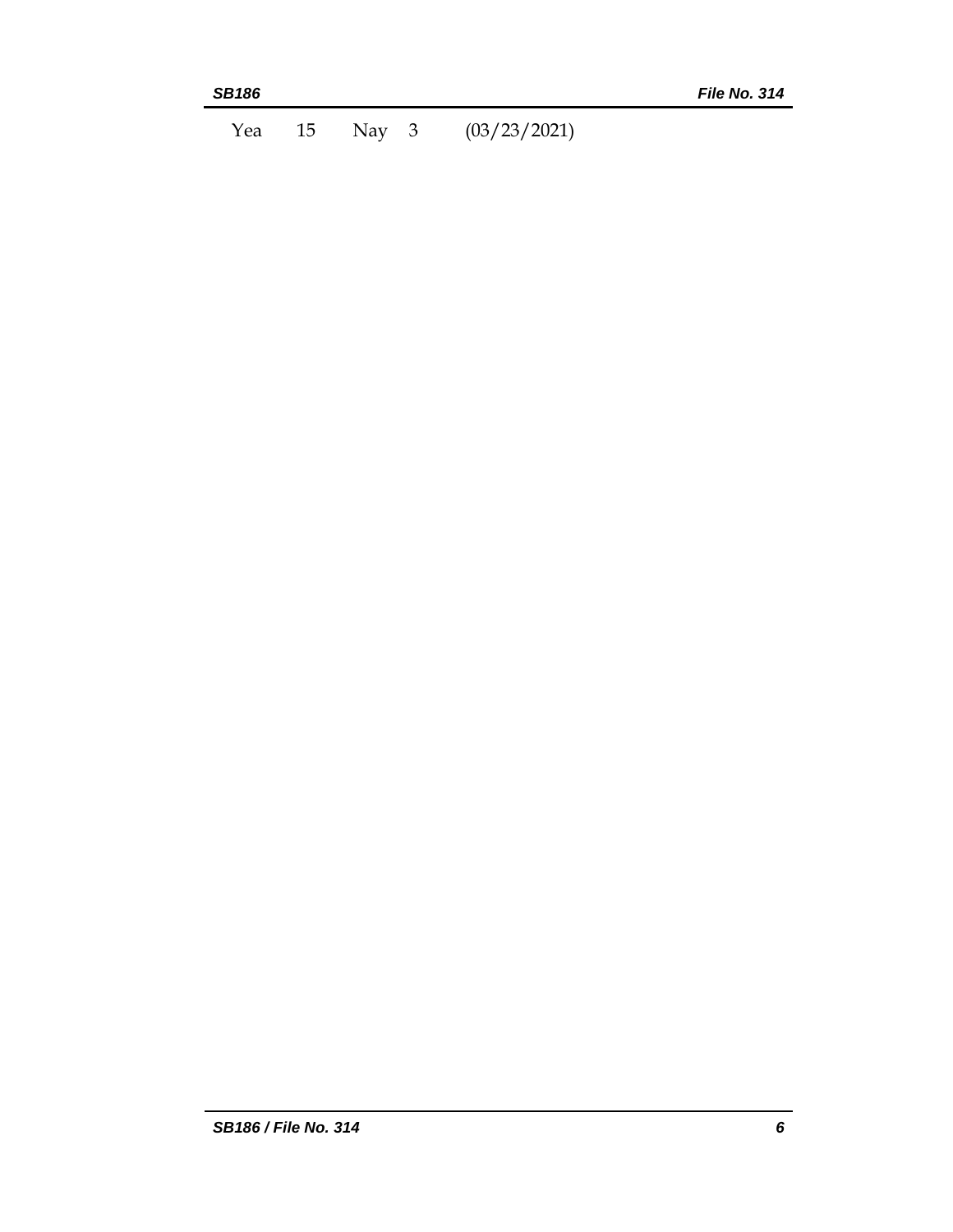Yea 15 Nay 3 (03/23/2021)